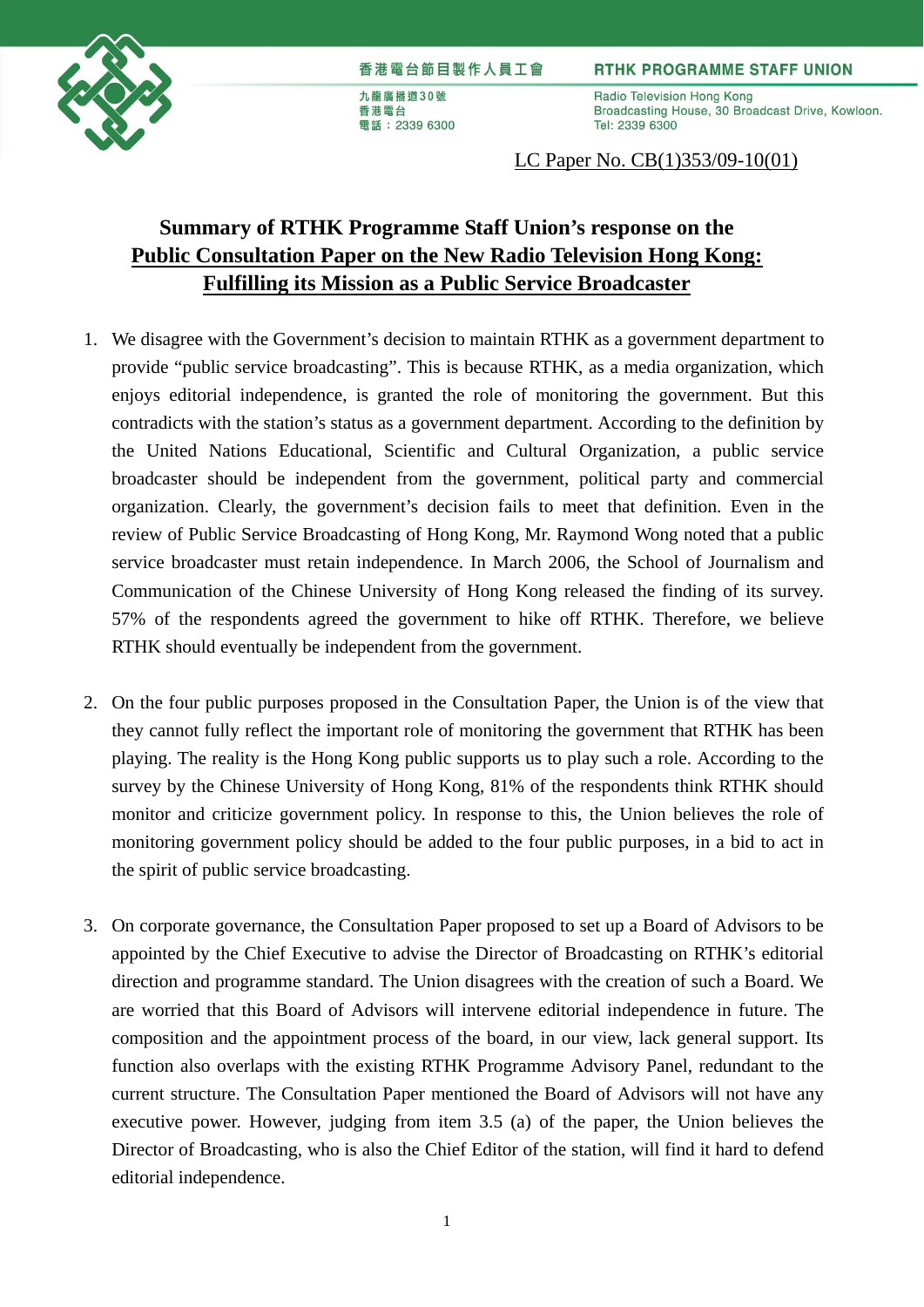香港電台節目製作人員工會

RTHK PROGRAMME STAFF UNION

九龍廣播道30號
香港電台
電話：2339 6300

Radio Television Hong Kong
Broadcasting House, 30 Broadcast Drive, Kowloon.
Tel: 2339 6300

LC Paper No. CB(1)353/09-10(01)

**Summary of RTHK Programme Staff Union's response on the Public Consultation Paper on the New Radio Television Hong Kong: Fulfilling its Mission as a Public Service Broadcaster**

1. We disagree with the Government's decision to maintain RTHK as a government department to provide "public service broadcasting". This is because RTHK, as a media organization, which enjoys editorial independence, is granted the role of monitoring the government. But this contradicts with the station's status as a government department. According to the definition by the United Nations Educational, Scientific and Cultural Organization, a public service broadcaster should be independent from the government, political party and commercial organization. Clearly, the government's decision fails to meet that definition. Even in the review of Public Service Broadcasting of Hong Kong, Mr. Raymond Wong noted that a public service broadcaster must retain independence. In March 2006, the School of Journalism and Communication of the Chinese University of Hong Kong released the finding of its survey. 57% of the respondents agreed the government to hike off RTHK. Therefore, we believe RTHK should eventually be independent from the government.

2. On the four public purposes proposed in the Consultation Paper, the Union is of the view that they cannot fully reflect the important role of monitoring the government that RTHK has been playing. The reality is the Hong Kong public supports us to play such a role. According to the survey by the Chinese University of Hong Kong, 81% of the respondents think RTHK should monitor and criticize government policy. In response to this, the Union believes the role of monitoring government policy should be added to the four public purposes, in a bid to act in the spirit of public service broadcasting.

3. On corporate governance, the Consultation Paper proposed to set up a Board of Advisors to be appointed by the Chief Executive to advise the Director of Broadcasting on RTHK's editorial direction and programme standard. The Union disagrees with the creation of such a Board. We are worried that this Board of Advisors will intervene editorial independence in future. The composition and the appointment process of the board, in our view, lack general support. Its function also overlaps with the existing RTHK Programme Advisory Panel, redundant to the current structure. The Consultation Paper mentioned the Board of Advisors will not have any executive power. However, judging from item 3.5 (a) of the paper, the Union believes the Director of Broadcasting, who is also the Chief Editor of the station, will find it hard to defend editorial independence.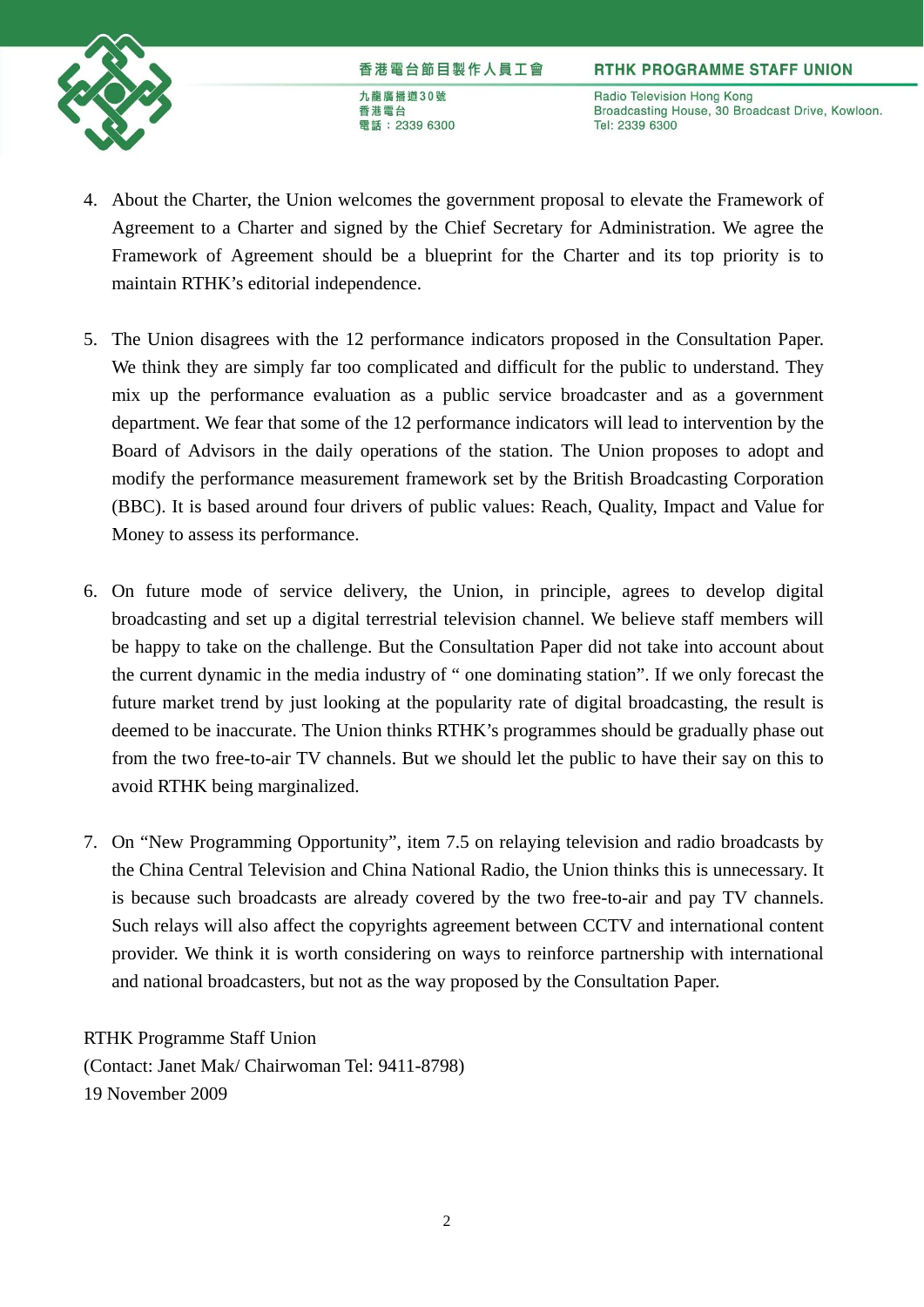4. About the Charter, the Union welcomes the government proposal to elevate the Framework of Agreement to a Charter and signed by the Chief Secretary for Administration. We agree the Framework of Agreement should be a blueprint for the Charter and its top priority is to maintain RTHK's editorial independence.

5. The Union disagrees with the 12 performance indicators proposed in the Consultation Paper. We think they are simply far too complicated and difficult for the public to understand. They mix up the performance evaluation as a public service broadcaster and as a government department. We fear that some of the 12 performance indicators will lead to intervention by the Board of Advisors in the daily operations of the station. The Union proposes to adopt and modify the performance measurement framework set by the British Broadcasting Corporation (BBC). It is based around four drivers of public values: Reach, Quality, Impact and Value for Money to assess its performance.

6. On future mode of service delivery, the Union, in principle, agrees to develop digital broadcasting and set up a digital terrestrial television channel. We believe staff members will be happy to take on the challenge. But the Consultation Paper did not take into account about the current dynamic in the media industry of " one dominating station". If we only forecast the future market trend by just looking at the popularity rate of digital broadcasting, the result is deemed to be inaccurate. The Union thinks RTHK's programmes should be gradually phase out from the two free-to-air TV channels. But we should let the public to have their say on this to avoid RTHK being marginalized.

7. On "New Programming Opportunity", item 7.5 on relaying television and radio broadcasts by the China Central Television and China National Radio, the Union thinks this is unnecessary. It is because such broadcasts are already covered by the two free-to-air and pay TV channels. Such relays will also affect the copyrights agreement between CCTV and international content provider. We think it is worth considering on ways to reinforce partnership with international and national broadcasters, but not as the way proposed by the Consultation Paper.

RTHK Programme Staff Union
(Contact: Janet Mak/ Chairwoman Tel: 9411-8798)
19 November 2009